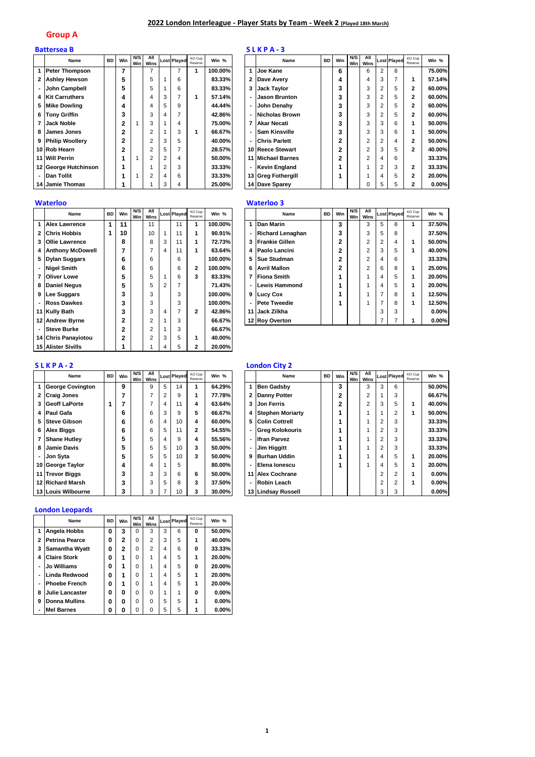## 2022 London Interleague - Player Stats by Team - Week 2 (Played 18th March)

## Group A

### Battersea B

| | Name | BD | Win | N/S Win | All Wins | Lost | Played | KO Cup Reserve | Win % |
|---|---|---|---|---|---|---|---|---|---|
| 1 | Peter Thompson | | 7 | | 7 | | 7 | 1 | 100.00% |
| 2 | Ashley Hewson | | 5 | | 5 | 1 | 6 | | 83.33% |
| - | John Campbell | | 5 | | 5 | 1 | 6 | | 83.33% |
| 4 | Kit Carruthers | | 4 | | 4 | 3 | 7 | 1 | 57.14% |
| 5 | Mike Dowling | | 4 | | 4 | 5 | 9 | | 44.44% |
| 6 | Tony Griffin | | 3 | | 3 | 4 | 7 | | 42.86% |
| 7 | Jack Noble | | 2 | 1 | 3 | 1 | 4 | | 75.00% |
| 8 | James Jones | | 2 | | 2 | 1 | 3 | 1 | 66.67% |
| 9 | Philip Woolley | | 2 | | 2 | 3 | 5 | | 40.00% |
| 10 | Rob Hearn | | 2 | | 2 | 5 | 7 | | 28.57% |
| 11 | Will Perrin | | 1 | 1 | 2 | 2 | 4 | | 50.00% |
| 12 | George Hutchinson | | 1 | | 1 | 2 | 3 | | 33.33% |
| - | Dan Tollit | | 1 | 1 | 2 | 4 | 6 | | 33.33% |
| 14 | Jamie Thomas | | 1 | | 1 | 3 | 4 | | 25.00% |

### S L K P A - 3

| | Name | BD | Win | N/S Win | All Wins | Lost | Played | KO Cup Reserve | Win % |
|---|---|---|---|---|---|---|---|---|---|
| 1 | Joe Kane | | 6 | | 6 | 2 | 8 | | 75.00% |
| 2 | Dave Avery | | 4 | | 4 | 3 | 7 | 1 | 57.14% |
| 3 | Jack Taylor | | 3 | | 3 | 2 | 5 | 2 | 60.00% |
| - | Jason Brunton | | 3 | | 3 | 2 | 5 | 2 | 60.00% |
| - | John Denahy | | 3 | | 3 | 2 | 5 | 2 | 60.00% |
| - | Nicholas Brown | | 3 | | 3 | 2 | 5 | 2 | 60.00% |
| 7 | Akar Necati | | 3 | | 3 | 3 | 6 | 1 | 50.00% |
| - | Sam Kinsville | | 3 | | 3 | 3 | 6 | 1 | 50.00% |
| - | Chris Parlett | | 2 | | 2 | 2 | 4 | 2 | 50.00% |
| 10 | Reece Stewart | | 2 | | 2 | 3 | 5 | 2 | 40.00% |
| 11 | Michael Barnes | | 2 | | 2 | 4 | 6 | | 33.33% |
| - | Kevin England | | 1 | | 1 | 2 | 3 | 2 | 33.33% |
| 13 | Greg Fothergill | | 1 | | 1 | 4 | 5 | 2 | 20.00% |
| 14 | Dave Sparey | | | | 0 | 5 | 5 | 2 | 0.00% |

### Waterloo

| | Name | BD | Win | N/S Win | All Wins | Lost | Played | KO Cup Reserve | Win % |
|---|---|---|---|---|---|---|---|---|---|
| 1 | Alex Lawrence | 1 | 11 | | 11 | | 11 | 1 | 100.00% |
| 2 | Chris Hobbis | 1 | 10 | | 10 | 1 | 11 | 1 | 90.91% |
| 3 | Ollie Lawrence | | 8 | | 8 | 3 | 11 | 1 | 72.73% |
| 4 | Anthony McDowell | | 7 | | 7 | 4 | 11 | 1 | 63.64% |
| 5 | Dylan Suggars | | 6 | | 6 | | 6 | | 100.00% |
| - | Nigel Smith | | 6 | | 6 | | 6 | 2 | 100.00% |
| 7 | Oliver Lowe | | 5 | | 5 | 1 | 6 | 3 | 83.33% |
| 8 | Daniel Negus | | 5 | | 5 | 2 | 7 | | 71.43% |
| 9 | Lee Suggars | | 3 | | 3 | | 3 | | 100.00% |
| - | Ross Dawkes | | 3 | | 3 | | 3 | | 100.00% |
| 11 | Kully Bath | | 3 | | 3 | 4 | 7 | 2 | 42.86% |
| 12 | Andrew Byrne | | 2 | | 2 | 1 | 3 | | 66.67% |
| - | Steve Burke | | 2 | | 2 | 1 | 3 | | 66.67% |
| 14 | Chris Panayiotou | | 2 | | 2 | 3 | 5 | 1 | 40.00% |
| 15 | Alister Sivills | | 1 | | 1 | 4 | 5 | 2 | 20.00% |

### Waterloo 3

| | Name | BD | Win | N/S Win | All Wins | Lost | Played | KO Cup Reserve | Win % |
|---|---|---|---|---|---|---|---|---|---|
| 1 | Dan Marin | | 3 | | 3 | 5 | 8 | 1 | 37.50% |
| - | Richard Lenaghan | | 3 | | 3 | 5 | 8 | | 37.50% |
| 3 | Frankie Gillen | | 2 | | 2 | 2 | 4 | 1 | 50.00% |
| 4 | Paolo Lancini | | 2 | | 2 | 3 | 5 | 1 | 40.00% |
| 5 | Sue Studman | | 2 | | 2 | 4 | 6 | | 33.33% |
| 6 | Avril Mallon | | 2 | | 2 | 6 | 8 | 1 | 25.00% |
| 7 | Fiona Smith | | 1 | | 1 | 4 | 5 | 1 | 20.00% |
| - | Lewis Hammond | | 1 | | 1 | 4 | 5 | 1 | 20.00% |
| 9 | Lucy Cox | | 1 | | 1 | 7 | 8 | 1 | 12.50% |
| - | Pete Tweedie | | 1 | | 1 | 7 | 8 | 1 | 12.50% |
| 11 | Jack Zilkha | | | | | 3 | 3 | | 0.00% |
| 12 | Roy Overton | | | | | 7 | 7 | 1 | 0.00% |

### S L K P A - 2

| | Name | BD | Win | N/S Win | All Wins | Lost | Played | KO Cup Reserve | Win % |
|---|---|---|---|---|---|---|---|---|---|
| 1 | George Covington | | 9 | | 9 | 5 | 14 | 1 | 64.29% |
| 2 | Craig Jones | | 7 | | 7 | 2 | 9 | 1 | 77.78% |
| 3 | Geoff LaPorte | 1 | 7 | | 7 | 4 | 11 | 4 | 63.64% |
| 4 | Paul Gafa | | 6 | | 6 | 3 | 9 | 5 | 66.67% |
| 5 | Steve Gibson | | 6 | | 6 | 4 | 10 | 4 | 60.00% |
| 6 | Alex Biggs | | 6 | | 6 | 5 | 11 | 2 | 54.55% |
| 7 | Shane Hutley | | 5 | | 5 | 4 | 9 | 4 | 55.56% |
| 8 | Jamie Davis | | 5 | | 5 | 5 | 10 | 3 | 50.00% |
| - | Jon Syta | | 5 | | 5 | 5 | 10 | 3 | 50.00% |
| 10 | George Taylor | | 4 | | 4 | 1 | 5 | | 80.00% |
| 11 | Trevor Biggs | | 3 | | 3 | 3 | 6 | 6 | 50.00% |
| 12 | Richard Marsh | | 3 | | 3 | 5 | 8 | 3 | 37.50% |
| 13 | Louis Wilbourne | | 3 | | 3 | 7 | 10 | 3 | 30.00% |

### London City 2

| | Name | BD | Win | N/S Win | All Wins | Lost | Played | KO Cup Reserve | Win % |
|---|---|---|---|---|---|---|---|---|---|
| 1 | Ben Gadsby | | 3 | | 3 | 3 | 6 | | 50.00% |
| 2 | Danny Potter | | 2 | | 2 | 1 | 3 | | 66.67% |
| 3 | Jon Ferris | | 2 | | 2 | 3 | 5 | 1 | 40.00% |
| 4 | Stephen Moriarty | | 1 | | 1 | 1 | 2 | 1 | 50.00% |
| 5 | Colin Cottrell | | 1 | | 1 | 2 | 3 | | 33.33% |
| - | Greg Kolokouris | | 1 | | 1 | 2 | 3 | | 33.33% |
| - | Ifran Parvez | | 1 | | 1 | 2 | 3 | | 33.33% |
| - | Jim Higgitt | | 1 | | 1 | 2 | 3 | | 33.33% |
| 9 | Burhan Uddin | | 1 | | 1 | 4 | 5 | 1 | 20.00% |
| - | Elena Ionescu | | 1 | | 1 | 4 | 5 | 1 | 20.00% |
| 11 | Alex Cochrane | | | | | 2 | 2 | 1 | 0.00% |
| - | Robin Leach | | | | | 2 | 2 | 1 | 0.00% |
| 13 | Lindsay Russell | | | | | 3 | 3 | | 0.00% |

### London Leopards

| | Name | BD | Win | N/S Win | All Wins | Lost | Played | KO Cup Reserve | Win % |
|---|---|---|---|---|---|---|---|---|---|
| 1 | Angela Hobbs | 0 | 3 | 0 | 3 | 3 | 6 | 0 | 50.00% |
| 2 | Petrina Pearce | 0 | 2 | 0 | 2 | 3 | 5 | 1 | 40.00% |
| 3 | Samantha Wyatt | 0 | 2 | 0 | 2 | 4 | 6 | 0 | 33.33% |
| 4 | Claire Stork | 0 | 1 | 0 | 1 | 4 | 5 | 1 | 20.00% |
| - | Jo Williams | 0 | 1 | 0 | 1 | 4 | 5 | 0 | 20.00% |
| - | Linda Redwood | 0 | 1 | 0 | 1 | 4 | 5 | 1 | 20.00% |
| - | Phoebe French | 0 | 1 | 0 | 1 | 4 | 5 | 1 | 20.00% |
| 8 | Julie Lancaster | 0 | 0 | 0 | 0 | 1 | 1 | 0 | 0.00% |
| 9 | Donna Mullins | 0 | 0 | 0 | 0 | 5 | 5 | 1 | 0.00% |
| - | Mel Barnes | 0 | 0 | 0 | 0 | 5 | 5 | 1 | 0.00% |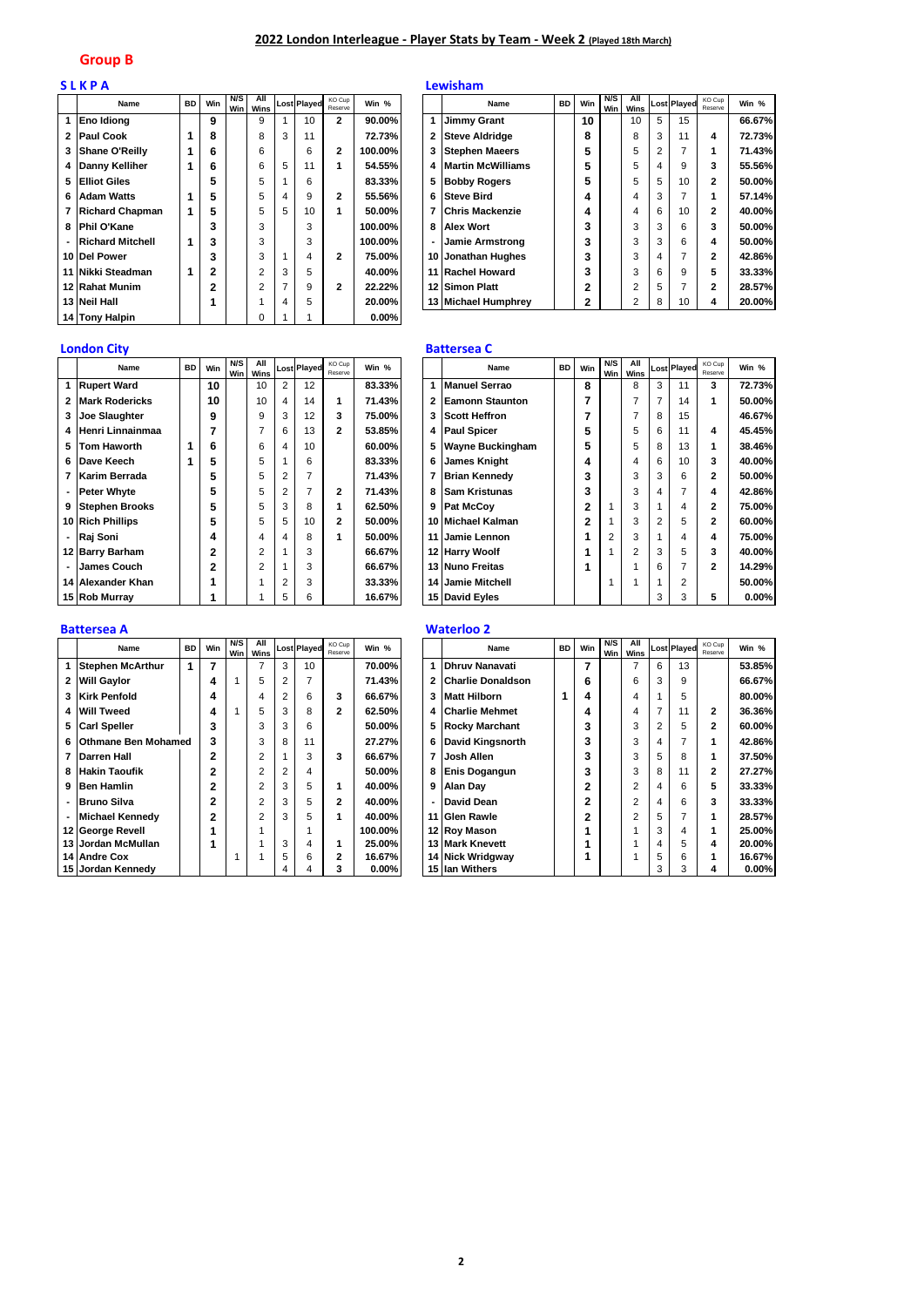## 2022 London Interleague - Player Stats by Team - Week 2 (Played 18th March)

# Group B

### SLKPA

| | Name | BD | Win | N/S Win | All Wins | Lost | Played | KO Cup Reserve | Win % |
|---|---|---|---|---|---|---|---|---|---|
| 1 | Eno Idiong | | 9 | | 9 | 1 | 10 | 2 | 90.00% |
| 2 | Paul Cook | 1 | 8 | | 8 | 3 | 11 | | 72.73% |
| 3 | Shane O'Reilly | 1 | 6 | | 6 | | 6 | 2 | 100.00% |
| 4 | Danny Kelliher | 1 | 6 | | 6 | 5 | 11 | 1 | 54.55% |
| 5 | Elliot Giles | | 5 | | 5 | 1 | 6 | | 83.33% |
| 6 | Adam Watts | 1 | 5 | | 5 | 4 | 9 | 2 | 55.56% |
| 7 | Richard Chapman | 1 | 5 | | 5 | 5 | 10 | 1 | 50.00% |
| 8 | Phil O'Kane | | 3 | | 3 | | 3 | | 100.00% |
| - | Richard Mitchell | 1 | 3 | | 3 | | 3 | | 100.00% |
| 10 | Del Power | | 3 | | 3 | 1 | 4 | 2 | 75.00% |
| 11 | Nikki Steadman | 1 | 2 | | 2 | 3 | 5 | | 40.00% |
| 12 | Rahat Munim | | 2 | | 2 | 7 | 9 | 2 | 22.22% |
| 13 | Neil Hall | | 1 | | 1 | 4 | 5 | | 20.00% |
| 14 | Tony Halpin | | | | 0 | 1 | 1 | | 0.00% |

### Lewisham

| | Name | BD | Win | N/S Win | All Wins | Lost | Played | KO Cup Reserve | Win % |
|---|---|---|---|---|---|---|---|---|---|
| 1 | Jimmy Grant | | 10 | | 10 | 5 | 15 | | 66.67% |
| 2 | Steve Aldridge | | 8 | | 8 | 3 | 11 | 4 | 72.73% |
| 3 | Stephen Maeers | | 5 | | 5 | 2 | 7 | 1 | 71.43% |
| 4 | Martin McWilliams | | 5 | | 5 | 4 | 9 | 3 | 55.56% |
| 5 | Bobby Rogers | | 5 | | 5 | 5 | 10 | 2 | 50.00% |
| 6 | Steve Bird | | 4 | | 4 | 3 | 7 | 1 | 57.14% |
| 7 | Chris Mackenzie | | 4 | | 4 | 6 | 10 | 2 | 40.00% |
| 8 | Alex Wort | | 3 | | 3 | 3 | 6 | 3 | 50.00% |
| - | Jamie Armstrong | | 3 | | 3 | 3 | 6 | 4 | 50.00% |
| 10 | Jonathan Hughes | | 3 | | 3 | 4 | 7 | 2 | 42.86% |
| 11 | Rachel Howard | | 3 | | 3 | 6 | 9 | 5 | 33.33% |
| 12 | Simon Platt | | 2 | | 2 | 5 | 7 | 2 | 28.57% |
| 13 | Michael Humphrey | | 2 | | 2 | 8 | 10 | 4 | 20.00% |

### London City

| | Name | BD | Win | N/S Win | All Wins | Lost | Played | KO Cup Reserve | Win % |
|---|---|---|---|---|---|---|---|---|---|
| 1 | Rupert Ward | | 10 | | 10 | 2 | 12 | | 83.33% |
| 2 | Mark Rodericks | | 10 | | 10 | 4 | 14 | 1 | 71.43% |
| 3 | Joe Slaughter | | 9 | | 9 | 3 | 12 | 3 | 75.00% |
| 4 | Henri Linnainmaa | | 7 | | 7 | 6 | 13 | 2 | 53.85% |
| 5 | Tom Haworth | 1 | 6 | | 6 | 4 | 10 | | 60.00% |
| 6 | Dave Keech | 1 | 5 | | 5 | 1 | 6 | | 83.33% |
| 7 | Karim Berrada | | 5 | | 5 | 2 | 7 | | 71.43% |
| - | Peter Whyte | | 5 | | 5 | 2 | 7 | 2 | 71.43% |
| 9 | Stephen Brooks | | 5 | | 5 | 3 | 8 | 1 | 62.50% |
| 10 | Rich Phillips | | 5 | | 5 | 5 | 10 | 2 | 50.00% |
| - | Raj Soni | | 4 | | 4 | 4 | 8 | 1 | 50.00% |
| 12 | Barry Barham | | 2 | | 2 | 1 | 3 | | 66.67% |
| - | James Couch | | 2 | | 2 | 1 | 3 | | 66.67% |
| 14 | Alexander Khan | | 1 | | 1 | 2 | 3 | | 33.33% |
| 15 | Rob Murray | | 1 | | 1 | 5 | 6 | | 16.67% |

### Battersea C

| | Name | BD | Win | N/S Win | All Wins | Lost | Played | KO Cup Reserve | Win % |
|---|---|---|---|---|---|---|---|---|---|
| 1 | Manuel Serrao | | 8 | | 8 | 3 | 11 | 3 | 72.73% |
| 2 | Eamonn Staunton | | 7 | | 7 | 7 | 14 | 1 | 50.00% |
| 3 | Scott Heffron | | 7 | | 7 | 8 | 15 | | 46.67% |
| 4 | Paul Spicer | | 5 | | 5 | 6 | 11 | 4 | 45.45% |
| 5 | Wayne Buckingham | | 5 | | 5 | 8 | 13 | 1 | 38.46% |
| 6 | James Knight | | 4 | | 4 | 6 | 10 | 3 | 40.00% |
| 7 | Brian Kennedy | | 3 | | 3 | 3 | 6 | 2 | 50.00% |
| 8 | Sam Kristunas | | 3 | | 3 | 4 | 7 | 4 | 42.86% |
| 9 | Pat McCoy | | 2 | 1 | 3 | 1 | 4 | 2 | 75.00% |
| 10 | Michael Kalman | | 2 | 1 | 3 | 2 | 5 | 2 | 60.00% |
| 11 | Jamie Lennon | | 1 | 2 | 3 | 1 | 4 | 4 | 75.00% |
| 12 | Harry Woolf | | 1 | 1 | 2 | 3 | 5 | 3 | 40.00% |
| 13 | Nuno Freitas | | 1 | | 1 | 6 | 7 | 2 | 14.29% |
| 14 | Jamie Mitchell | | | 1 | 1 | 1 | 2 | | 50.00% |
| 15 | David Eyles | | | | | 3 | 3 | 5 | 0.00% |

### Battersea A

| | Name | BD | Win | N/S Win | All Wins | Lost | Played | KO Cup Reserve | Win % |
|---|---|---|---|---|---|---|---|---|---|
| 1 | Stephen McArthur | 1 | 7 | | 7 | 3 | 10 | | 70.00% |
| 2 | Will Gaylor | | 4 | 1 | 5 | 2 | 7 | | 71.43% |
| 3 | Kirk Penfold | | 4 | | 4 | 2 | 6 | 3 | 66.67% |
| 4 | Will Tweed | | 4 | 1 | 5 | 3 | 8 | 2 | 62.50% |
| 5 | Carl Speller | | 3 | | 3 | 3 | 6 | | 50.00% |
| 6 | Othmane Ben Mohamed | | 3 | | 3 | 8 | 11 | | 27.27% |
| 7 | Darren Hall | | 2 | | 2 | 1 | 3 | 3 | 66.67% |
| 8 | Hakin Taoufik | | 2 | | 2 | 2 | 4 | | 50.00% |
| 9 | Ben Hamlin | | 2 | | 2 | 3 | 5 | 1 | 40.00% |
| - | Bruno Silva | | 2 | | 2 | 3 | 5 | 2 | 40.00% |
| - | Michael Kennedy | | 2 | | 2 | 3 | 5 | 1 | 40.00% |
| 12 | George Revell | | 1 | | 1 | | 1 | | 100.00% |
| 13 | Jordan McMullan | | 1 | | 1 | 3 | 4 | 1 | 25.00% |
| 14 | Andre Cox | | | 1 | 1 | 5 | 6 | 2 | 16.67% |
| 15 | Jordan Kennedy | | | | | 4 | 4 | 3 | 0.00% |

### Waterloo 2

| | Name | BD | Win | N/S Win | All Wins | Lost | Played | KO Cup Reserve | Win % |
|---|---|---|---|---|---|---|---|---|---|
| 1 | Dhruv Nanavati | | 7 | | 7 | 6 | 13 | | 53.85% |
| 2 | Charlie Donaldson | | 6 | | 6 | 3 | 9 | | 66.67% |
| 3 | Matt Hilborn | 1 | 4 | | 4 | 1 | 5 | | 80.00% |
| 4 | Charlie Mehmet | | 4 | | 4 | 7 | 11 | 2 | 36.36% |
| 5 | Rocky Marchant | | 3 | | 3 | 2 | 5 | 2 | 60.00% |
| 6 | David Kingsnorth | | 3 | | 3 | 4 | 7 | 1 | 42.86% |
| 7 | Josh Allen | | 3 | | 3 | 5 | 8 | 1 | 37.50% |
| 8 | Enis Dogangun | | 3 | | 3 | 8 | 11 | 2 | 27.27% |
| 9 | Alan Day | | 2 | | 2 | 4 | 6 | 5 | 33.33% |
| - | David Dean | | 2 | | 2 | 4 | 6 | 3 | 33.33% |
| 11 | Glen Rawle | | 2 | | 2 | 5 | 7 | 1 | 28.57% |
| 12 | Roy Mason | | 1 | | 1 | 3 | 4 | 1 | 25.00% |
| 13 | Mark Knevett | | 1 | | 1 | 4 | 5 | 4 | 20.00% |
| 14 | Nick Wridgway | | 1 | | 1 | 5 | 6 | 1 | 16.67% |
| 15 | Ian Withers | | | | | 3 | 3 | 4 | 0.00% |